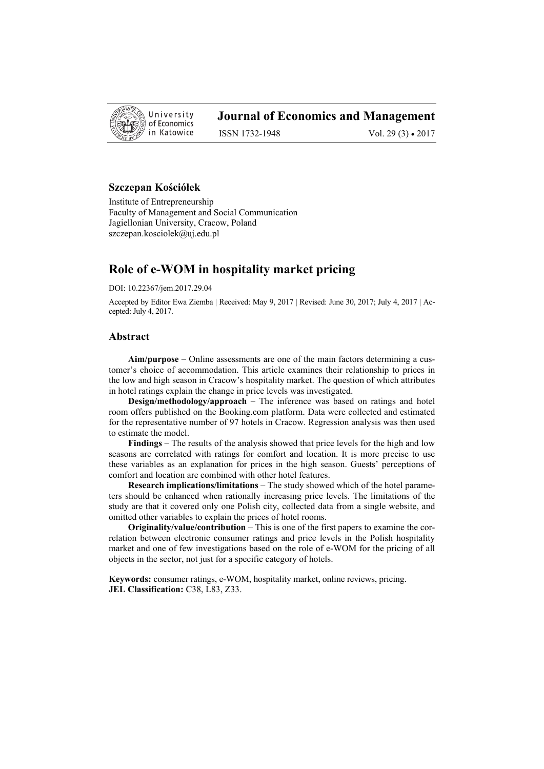University of Economics in Katowice

# Journal of Economics and Management

ISSN 1732-1948 Vol. 29 (3) • 2017

**Szczepan Kościółek**

Institute of Entrepreneurship
Faculty of Management and Social Communication
Jagiellonian University, Cracow, Poland
szczepan.kosciolek@uj.edu.pl

## Role of e-WOM in hospitality market pricing

DOI: 10.22367/jem.2017.29.04

Accepted by Editor Ewa Ziemba | Received: May 9, 2017 | Revised: June 30, 2017; July 4, 2017 | Accepted: July 4, 2017.

### Abstract

**Aim/purpose** – Online assessments are one of the main factors determining a customer's choice of accommodation. This article examines their relationship to prices in the low and high season in Cracow's hospitality market. The question of which attributes in hotel ratings explain the change in price levels was investigated.

**Design/methodology/approach** – The inference was based on ratings and hotel room offers published on the Booking.com platform. Data were collected and estimated for the representative number of 97 hotels in Cracow. Regression analysis was then used to estimate the model.

**Findings** – The results of the analysis showed that price levels for the high and low seasons are correlated with ratings for comfort and location. It is more precise to use these variables as an explanation for prices in the high season. Guests' perceptions of comfort and location are combined with other hotel features.

**Research implications/limitations** – The study showed which of the hotel parameters should be enhanced when rationally increasing price levels. The limitations of the study are that it covered only one Polish city, collected data from a single website, and omitted other variables to explain the prices of hotel rooms.

**Originality/value/contribution** – This is one of the first papers to examine the correlation between electronic consumer ratings and price levels in the Polish hospitality market and one of few investigations based on the role of e-WOM for the pricing of all objects in the sector, not just for a specific category of hotels.

**Keywords:** consumer ratings, e-WOM, hospitality market, online reviews, pricing.
**JEL Classification:** C38, L83, Z33.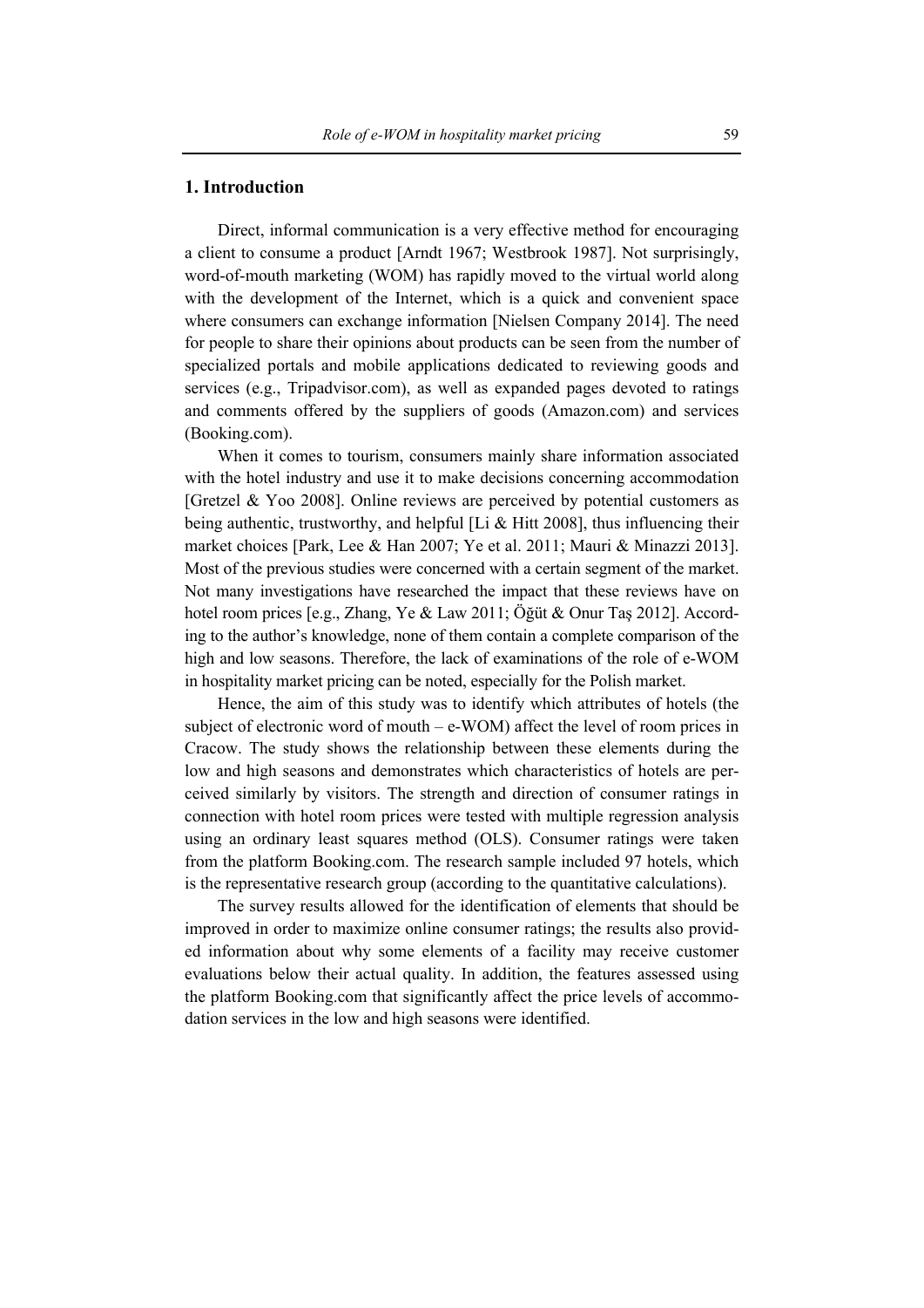## 1. Introduction

Direct, informal communication is a very effective method for encouraging a client to consume a product [Arndt 1967; Westbrook 1987]. Not surprisingly, word-of-mouth marketing (WOM) has rapidly moved to the virtual world along with the development of the Internet, which is a quick and convenient space where consumers can exchange information [Nielsen Company 2014]. The need for people to share their opinions about products can be seen from the number of specialized portals and mobile applications dedicated to reviewing goods and services (e.g., Tripadvisor.com), as well as expanded pages devoted to ratings and comments offered by the suppliers of goods (Amazon.com) and services (Booking.com).

When it comes to tourism, consumers mainly share information associated with the hotel industry and use it to make decisions concerning accommodation [Gretzel & Yoo 2008]. Online reviews are perceived by potential customers as being authentic, trustworthy, and helpful [Li & Hitt 2008], thus influencing their market choices [Park, Lee & Han 2007; Ye et al. 2011; Mauri & Minazzi 2013]. Most of the previous studies were concerned with a certain segment of the market. Not many investigations have researched the impact that these reviews have on hotel room prices [e.g., Zhang, Ye & Law 2011; Öğüt & Onur Taş 2012]. According to the author's knowledge, none of them contain a complete comparison of the high and low seasons. Therefore, the lack of examinations of the role of e-WOM in hospitality market pricing can be noted, especially for the Polish market.

Hence, the aim of this study was to identify which attributes of hotels (the subject of electronic word of mouth – e-WOM) affect the level of room prices in Cracow. The study shows the relationship between these elements during the low and high seasons and demonstrates which characteristics of hotels are perceived similarly by visitors. The strength and direction of consumer ratings in connection with hotel room prices were tested with multiple regression analysis using an ordinary least squares method (OLS). Consumer ratings were taken from the platform Booking.com. The research sample included 97 hotels, which is the representative research group (according to the quantitative calculations).

The survey results allowed for the identification of elements that should be improved in order to maximize online consumer ratings; the results also provided information about why some elements of a facility may receive customer evaluations below their actual quality. In addition, the features assessed using the platform Booking.com that significantly affect the price levels of accommodation services in the low and high seasons were identified.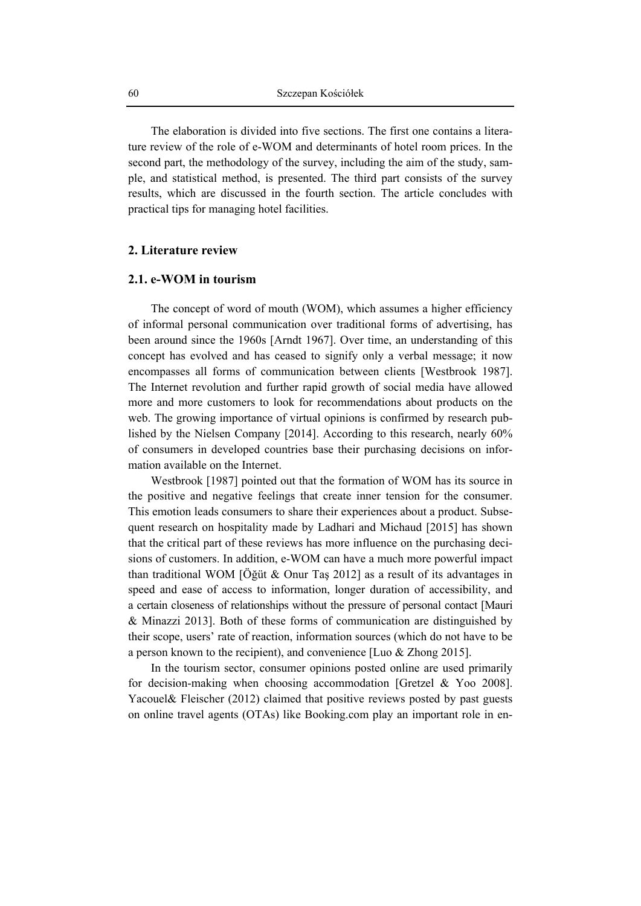The elaboration is divided into five sections. The first one contains a literature review of the role of e-WOM and determinants of hotel room prices. In the second part, the methodology of the survey, including the aim of the study, sample, and statistical method, is presented. The third part consists of the survey results, which are discussed in the fourth section. The article concludes with practical tips for managing hotel facilities.

## 2. Literature review

### 2.1. e-WOM in tourism

The concept of word of mouth (WOM), which assumes a higher efficiency of informal personal communication over traditional forms of advertising, has been around since the 1960s [Arndt 1967]. Over time, an understanding of this concept has evolved and has ceased to signify only a verbal message; it now encompasses all forms of communication between clients [Westbrook 1987]. The Internet revolution and further rapid growth of social media have allowed more and more customers to look for recommendations about products on the web. The growing importance of virtual opinions is confirmed by research published by the Nielsen Company [2014]. According to this research, nearly 60% of consumers in developed countries base their purchasing decisions on information available on the Internet.

Westbrook [1987] pointed out that the formation of WOM has its source in the positive and negative feelings that create inner tension for the consumer. This emotion leads consumers to share their experiences about a product. Subsequent research on hospitality made by Ladhari and Michaud [2015] has shown that the critical part of these reviews has more influence on the purchasing decisions of customers. In addition, e-WOM can have a much more powerful impact than traditional WOM [Öğüt & Onur Taş 2012] as a result of its advantages in speed and ease of access to information, longer duration of accessibility, and a certain closeness of relationships without the pressure of personal contact [Mauri & Minazzi 2013]. Both of these forms of communication are distinguished by their scope, users' rate of reaction, information sources (which do not have to be a person known to the recipient), and convenience [Luo & Zhong 2015].

In the tourism sector, consumer opinions posted online are used primarily for decision-making when choosing accommodation [Gretzel & Yoo 2008]. Yacouel& Fleischer (2012) claimed that positive reviews posted by past guests on online travel agents (OTAs) like Booking.com play an important role in en-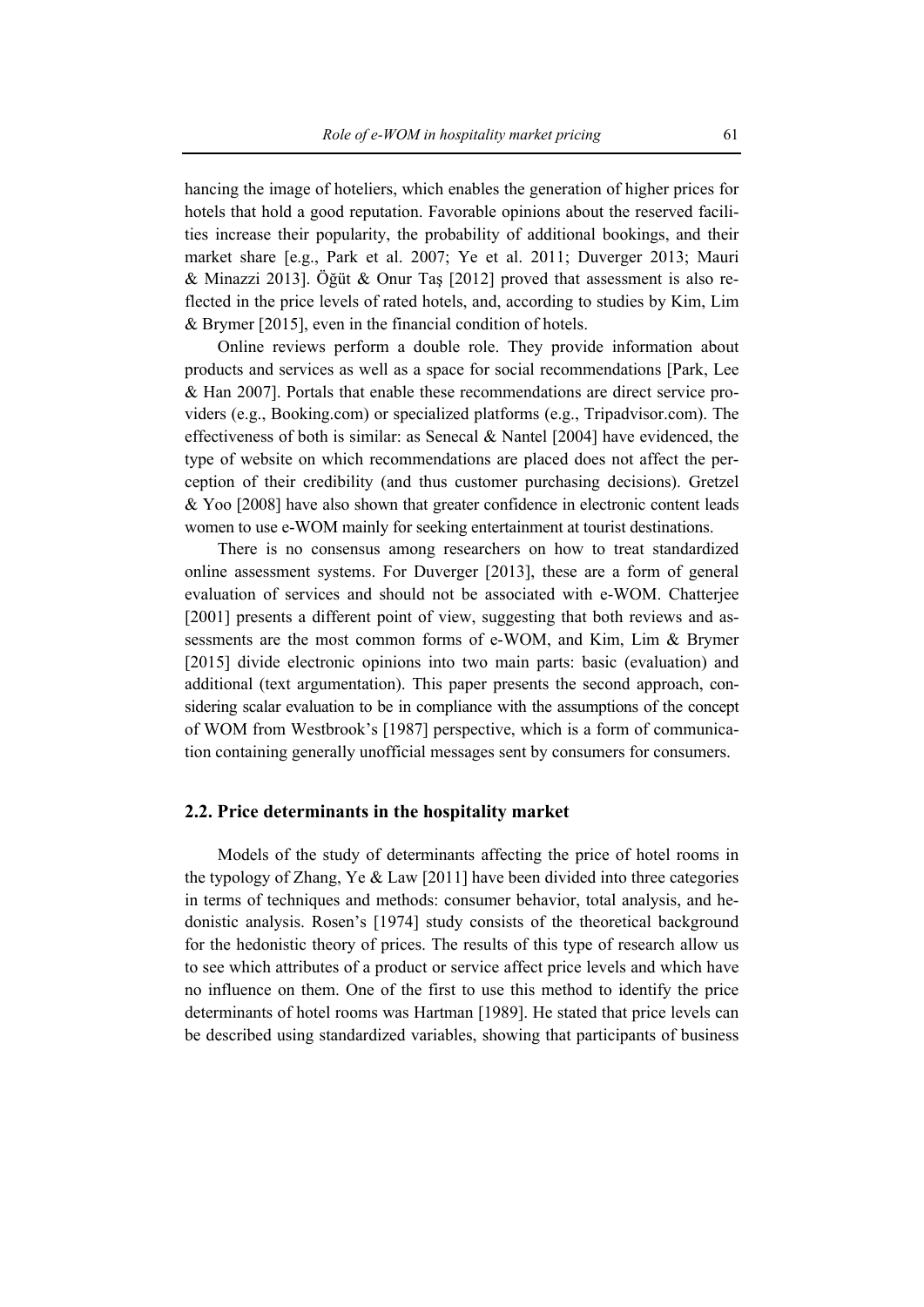hancing the image of hoteliers, which enables the generation of higher prices for hotels that hold a good reputation. Favorable opinions about the reserved facilities increase their popularity, the probability of additional bookings, and their market share [e.g., Park et al. 2007; Ye et al. 2011; Duverger 2013; Mauri & Minazzi 2013]. Öğüt & Onur Taş [2012] proved that assessment is also reflected in the price levels of rated hotels, and, according to studies by Kim, Lim & Brymer [2015], even in the financial condition of hotels.

Online reviews perform a double role. They provide information about products and services as well as a space for social recommendations [Park, Lee & Han 2007]. Portals that enable these recommendations are direct service providers (e.g., Booking.com) or specialized platforms (e.g., Tripadvisor.com). The effectiveness of both is similar: as Senecal & Nantel [2004] have evidenced, the type of website on which recommendations are placed does not affect the perception of their credibility (and thus customer purchasing decisions). Gretzel & Yoo [2008] have also shown that greater confidence in electronic content leads women to use e-WOM mainly for seeking entertainment at tourist destinations.

There is no consensus among researchers on how to treat standardized online assessment systems. For Duverger [2013], these are a form of general evaluation of services and should not be associated with e-WOM. Chatterjee [2001] presents a different point of view, suggesting that both reviews and assessments are the most common forms of e-WOM, and Kim, Lim & Brymer [2015] divide electronic opinions into two main parts: basic (evaluation) and additional (text argumentation). This paper presents the second approach, considering scalar evaluation to be in compliance with the assumptions of the concept of WOM from Westbrook's [1987] perspective, which is a form of communication containing generally unofficial messages sent by consumers for consumers.

## 2.2. Price determinants in the hospitality market

Models of the study of determinants affecting the price of hotel rooms in the typology of Zhang, Ye & Law [2011] have been divided into three categories in terms of techniques and methods: consumer behavior, total analysis, and hedonistic analysis. Rosen's [1974] study consists of the theoretical background for the hedonistic theory of prices. The results of this type of research allow us to see which attributes of a product or service affect price levels and which have no influence on them. One of the first to use this method to identify the price determinants of hotel rooms was Hartman [1989]. He stated that price levels can be described using standardized variables, showing that participants of business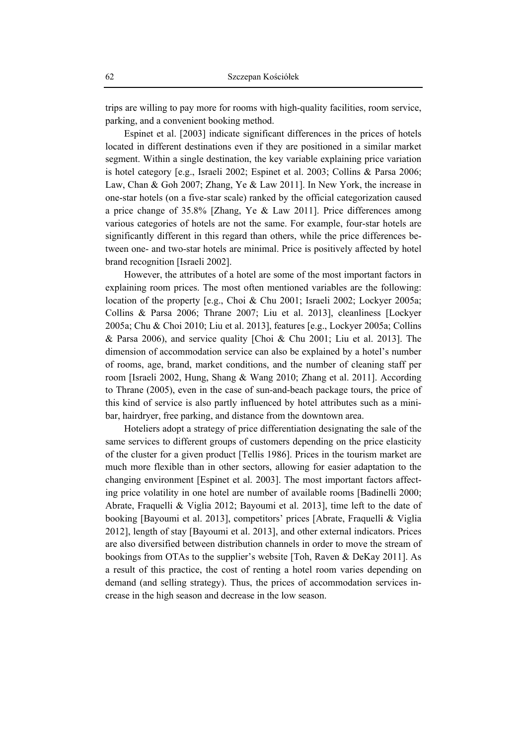trips are willing to pay more for rooms with high-quality facilities, room service, parking, and a convenient booking method.

Espinet et al. [2003] indicate significant differences in the prices of hotels located in different destinations even if they are positioned in a similar market segment. Within a single destination, the key variable explaining price variation is hotel category [e.g., Israeli 2002; Espinet et al. 2003; Collins & Parsa 2006; Law, Chan & Goh 2007; Zhang, Ye & Law 2011]. In New York, the increase in one-star hotels (on a five-star scale) ranked by the official categorization caused a price change of 35.8% [Zhang, Ye & Law 2011]. Price differences among various categories of hotels are not the same. For example, four-star hotels are significantly different in this regard than others, while the price differences between one- and two-star hotels are minimal. Price is positively affected by hotel brand recognition [Israeli 2002].

However, the attributes of a hotel are some of the most important factors in explaining room prices. The most often mentioned variables are the following: location of the property [e.g., Choi & Chu 2001; Israeli 2002; Lockyer 2005a; Collins & Parsa 2006; Thrane 2007; Liu et al. 2013], cleanliness [Lockyer 2005a; Chu & Choi 2010; Liu et al. 2013], features [e.g., Lockyer 2005a; Collins & Parsa 2006), and service quality [Choi & Chu 2001; Liu et al. 2013]. The dimension of accommodation service can also be explained by a hotel's number of rooms, age, brand, market conditions, and the number of cleaning staff per room [Israeli 2002, Hung, Shang & Wang 2010; Zhang et al. 2011]. According to Thrane (2005), even in the case of sun-and-beach package tours, the price of this kind of service is also partly influenced by hotel attributes such as a minibar, hairdryer, free parking, and distance from the downtown area.

Hoteliers adopt a strategy of price differentiation designating the sale of the same services to different groups of customers depending on the price elasticity of the cluster for a given product [Tellis 1986]. Prices in the tourism market are much more flexible than in other sectors, allowing for easier adaptation to the changing environment [Espinet et al. 2003]. The most important factors affecting price volatility in one hotel are number of available rooms [Badinelli 2000; Abrate, Fraquelli & Viglia 2012; Bayoumi et al. 2013], time left to the date of booking [Bayoumi et al. 2013], competitors' prices [Abrate, Fraquelli & Viglia 2012], length of stay [Bayoumi et al. 2013], and other external indicators. Prices are also diversified between distribution channels in order to move the stream of bookings from OTAs to the supplier's website [Toh, Raven & DeKay 2011]. As a result of this practice, the cost of renting a hotel room varies depending on demand (and selling strategy). Thus, the prices of accommodation services increase in the high season and decrease in the low season.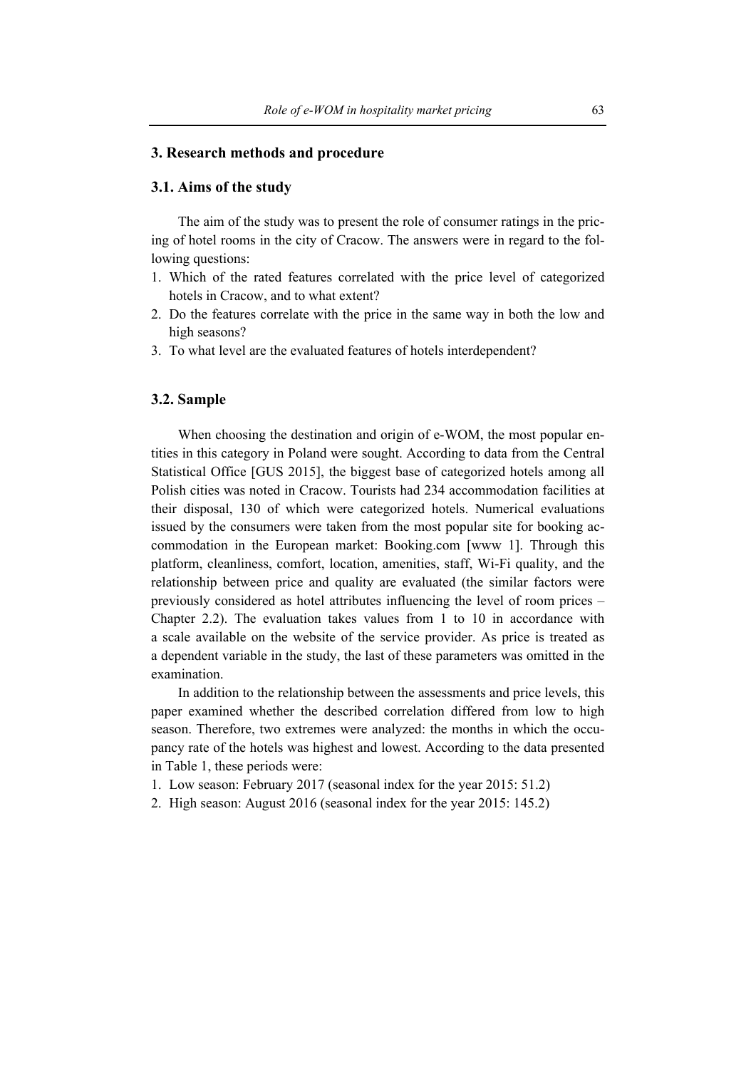## 3. Research methods and procedure

### 3.1. Aims of the study

The aim of the study was to present the role of consumer ratings in the pricing of hotel rooms in the city of Cracow. The answers were in regard to the following questions:

1. Which of the rated features correlated with the price level of categorized hotels in Cracow, and to what extent?
2. Do the features correlate with the price in the same way in both the low and high seasons?
3. To what level are the evaluated features of hotels interdependent?

### 3.2. Sample

When choosing the destination and origin of e-WOM, the most popular entities in this category in Poland were sought. According to data from the Central Statistical Office [GUS 2015], the biggest base of categorized hotels among all Polish cities was noted in Cracow. Tourists had 234 accommodation facilities at their disposal, 130 of which were categorized hotels. Numerical evaluations issued by the consumers were taken from the most popular site for booking accommodation in the European market: Booking.com [www 1]. Through this platform, cleanliness, comfort, location, amenities, staff, Wi-Fi quality, and the relationship between price and quality are evaluated (the similar factors were previously considered as hotel attributes influencing the level of room prices – Chapter 2.2). The evaluation takes values from 1 to 10 in accordance with a scale available on the website of the service provider. As price is treated as a dependent variable in the study, the last of these parameters was omitted in the examination.

In addition to the relationship between the assessments and price levels, this paper examined whether the described correlation differed from low to high season. Therefore, two extremes were analyzed: the months in which the occupancy rate of the hotels was highest and lowest. According to the data presented in Table 1, these periods were:

1. Low season: February 2017 (seasonal index for the year 2015: 51.2)
2. High season: August 2016 (seasonal index for the year 2015: 145.2)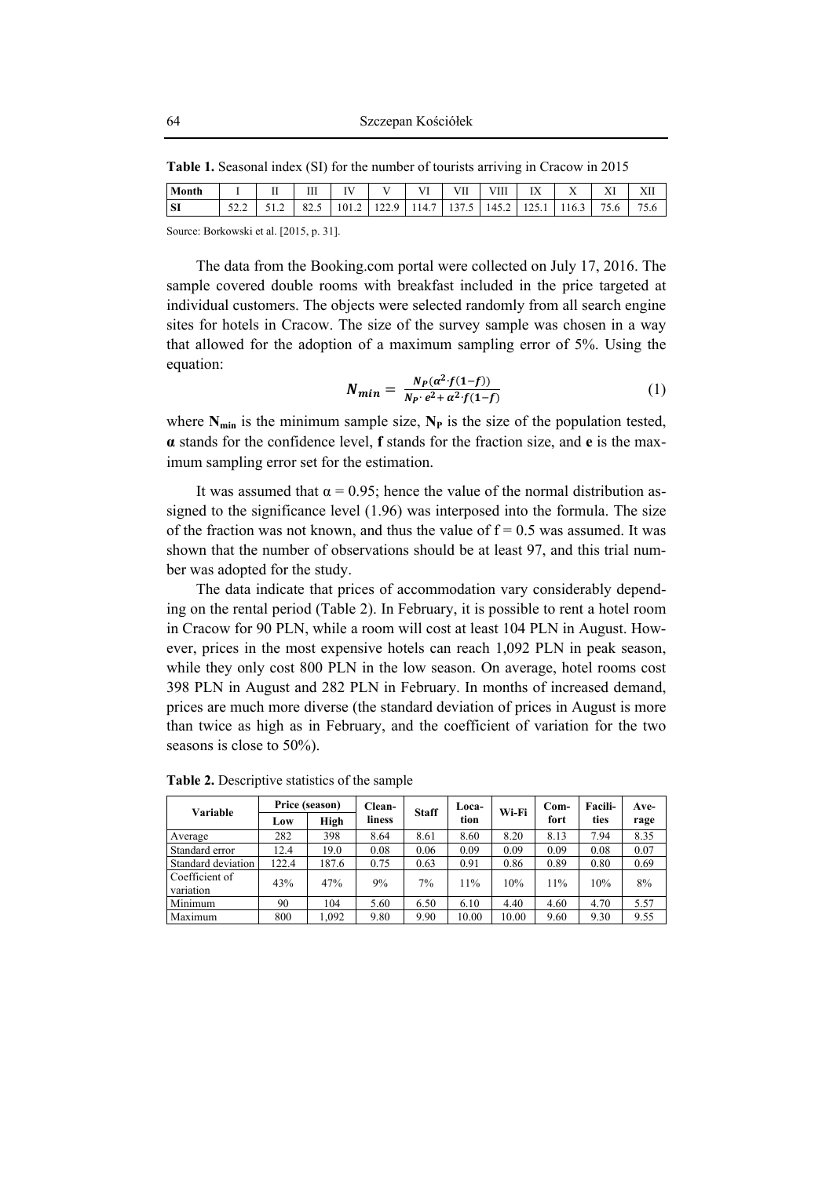**Table 1.** Seasonal index (SI) for the number of tourists arriving in Cracow in 2015

| Month | I | II | III | IV | V | VI | VII | VIII | IX | X | XI | XII |
|---|---|---|---|---|---|---|---|---|---|---|---|---|
| SI | 52.2 | 51.2 | 82.5 | 101.2 | 122.9 | 114.7 | 137.5 | 145.2 | 125.1 | 116.3 | 75.6 | 75.6 |

Source: Borkowski et al. [2015, p. 31].

The data from the Booking.com portal were collected on July 17, 2016. The sample covered double rooms with breakfast included in the price targeted at individual customers. The objects were selected randomly from all search engine sites for hotels in Cracow. The size of the survey sample was chosen in a way that allowed for the adoption of a maximum sampling error of 5%. Using the equation:

$$\boldsymbol{N_{min}} = \frac{\boldsymbol{N_P(\alpha^2 \cdot f(1-f))}}{\boldsymbol{N_P \cdot e^2 + \alpha^2 \cdot f(1-f)}} \tag{1}$$

where $\mathbf{N_{min}}$ is the minimum sample size, $\mathbf{N_P}$ is the size of the population tested, $\boldsymbol{\alpha}$ stands for the confidence level, **f** stands for the fraction size, and **e** is the maximum sampling error set for the estimation.

It was assumed that $\alpha = 0.95$; hence the value of the normal distribution assigned to the significance level (1.96) was interposed into the formula. The size of the fraction was not known, and thus the value of $f = 0.5$ was assumed. It was shown that the number of observations should be at least 97, and this trial number was adopted for the study.

The data indicate that prices of accommodation vary considerably depending on the rental period (Table 2). In February, it is possible to rent a hotel room in Cracow for 90 PLN, while a room will cost at least 104 PLN in August. However, prices in the most expensive hotels can reach 1,092 PLN in peak season, while they only cost 800 PLN in the low season. On average, hotel rooms cost 398 PLN in August and 282 PLN in February. In months of increased demand, prices are much more diverse (the standard deviation of prices in August is more than twice as high as in February, and the coefficient of variation for the two seasons is close to 50%).

**Table 2.** Descriptive statistics of the sample

| Variable | Price (season) | | Cleanliness | Staff | Location | Wi-Fi | Comfort | Facilities | Average |
|---|---|---|---|---|---|---|---|---|---|
| | Low | High | | | | | | | |
| Average | 282 | 398 | 8.64 | 8.61 | 8.60 | 8.20 | 8.13 | 7.94 | 8.35 |
| Standard error | 12.4 | 19.0 | 0.08 | 0.06 | 0.09 | 0.09 | 0.09 | 0.08 | 0.07 |
| Standard deviation | 122.4 | 187.6 | 0.75 | 0.63 | 0.91 | 0.86 | 0.89 | 0.80 | 0.69 |
| Coefficient of variation | 43% | 47% | 9% | 7% | 11% | 10% | 11% | 10% | 8% |
| Minimum | 90 | 104 | 5.60 | 6.50 | 6.10 | 4.40 | 4.60 | 4.70 | 5.57 |
| Maximum | 800 | 1,092 | 9.80 | 9.90 | 10.00 | 10.00 | 9.60 | 9.30 | 9.55 |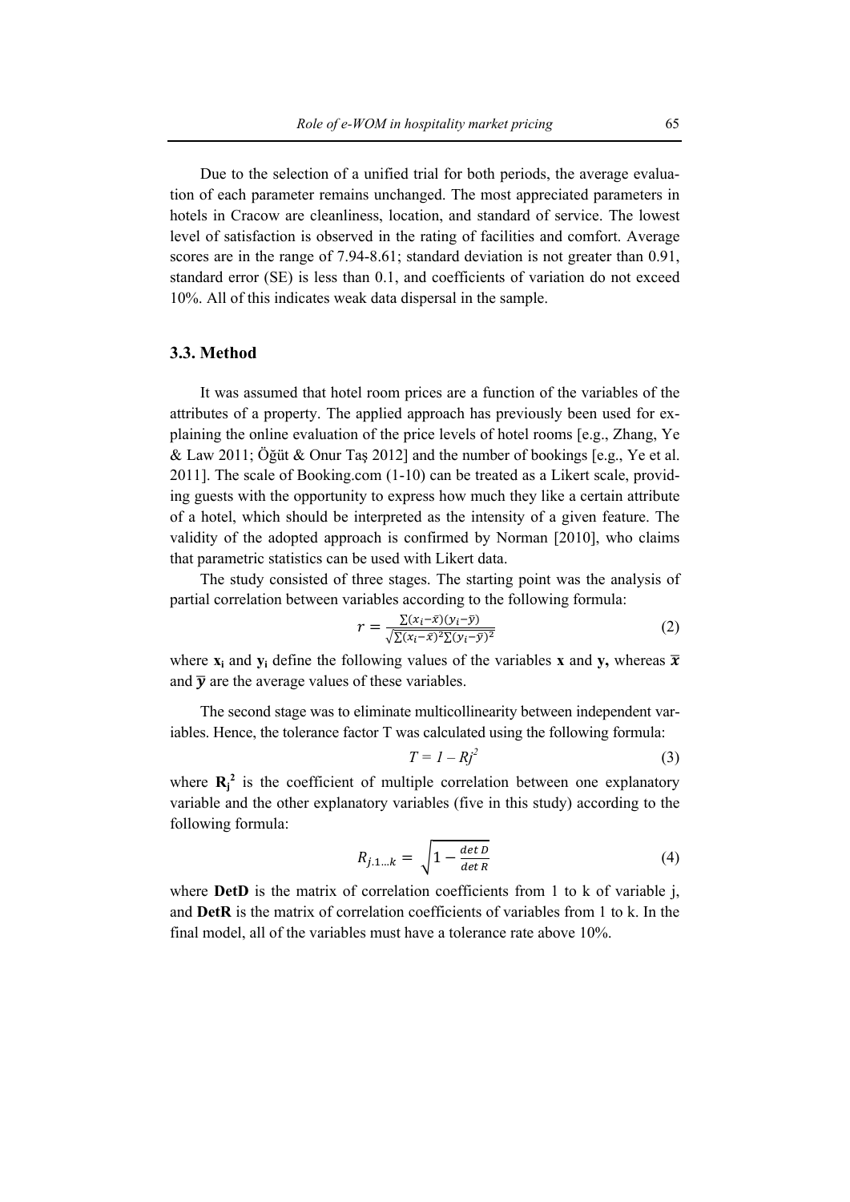Due to the selection of a unified trial for both periods, the average evaluation of each parameter remains unchanged. The most appreciated parameters in hotels in Cracow are cleanliness, location, and standard of service. The lowest level of satisfaction is observed in the rating of facilities and comfort. Average scores are in the range of 7.94-8.61; standard deviation is not greater than 0.91, standard error (SE) is less than 0.1, and coefficients of variation do not exceed 10%. All of this indicates weak data dispersal in the sample.

### 3.3. Method

It was assumed that hotel room prices are a function of the variables of the attributes of a property. The applied approach has previously been used for explaining the online evaluation of the price levels of hotel rooms [e.g., Zhang, Ye & Law 2011; Öğüt & Onur Taş 2012] and the number of bookings [e.g., Ye et al. 2011]. The scale of Booking.com (1-10) can be treated as a Likert scale, providing guests with the opportunity to express how much they like a certain attribute of a hotel, which should be interpreted as the intensity of a given feature. The validity of the adopted approach is confirmed by Norman [2010], who claims that parametric statistics can be used with Likert data.

The study consisted of three stages. The starting point was the analysis of partial correlation between variables according to the following formula:

$$r = \frac{\sum(x_i - \bar{x})(y_i - \bar{y})}{\sqrt{\sum(x_i - \bar{x})^2 \sum(y_i - \bar{y})^2}} \tag{2}$$

where $\mathbf{x_i}$ and $\mathbf{y_i}$ define the following values of the variables **x** and **y,** whereas $\bar{\boldsymbol{x}}$ and $\bar{\boldsymbol{y}}$ are the average values of these variables.

The second stage was to eliminate multicollinearity between independent variables. Hence, the tolerance factor T was calculated using the following formula:

$$T = 1 - Rj^2 \tag{3}$$

where $\mathbf{R_j^2}$ is the coefficient of multiple correlation between one explanatory variable and the other explanatory variables (five in this study) according to the following formula:

$$R_{j.1\ldots k} = \sqrt{1 - \frac{\det D}{\det R}} \tag{4}$$

where **DetD** is the matrix of correlation coefficients from 1 to k of variable j, and **DetR** is the matrix of correlation coefficients of variables from 1 to k. In the final model, all of the variables must have a tolerance rate above 10%.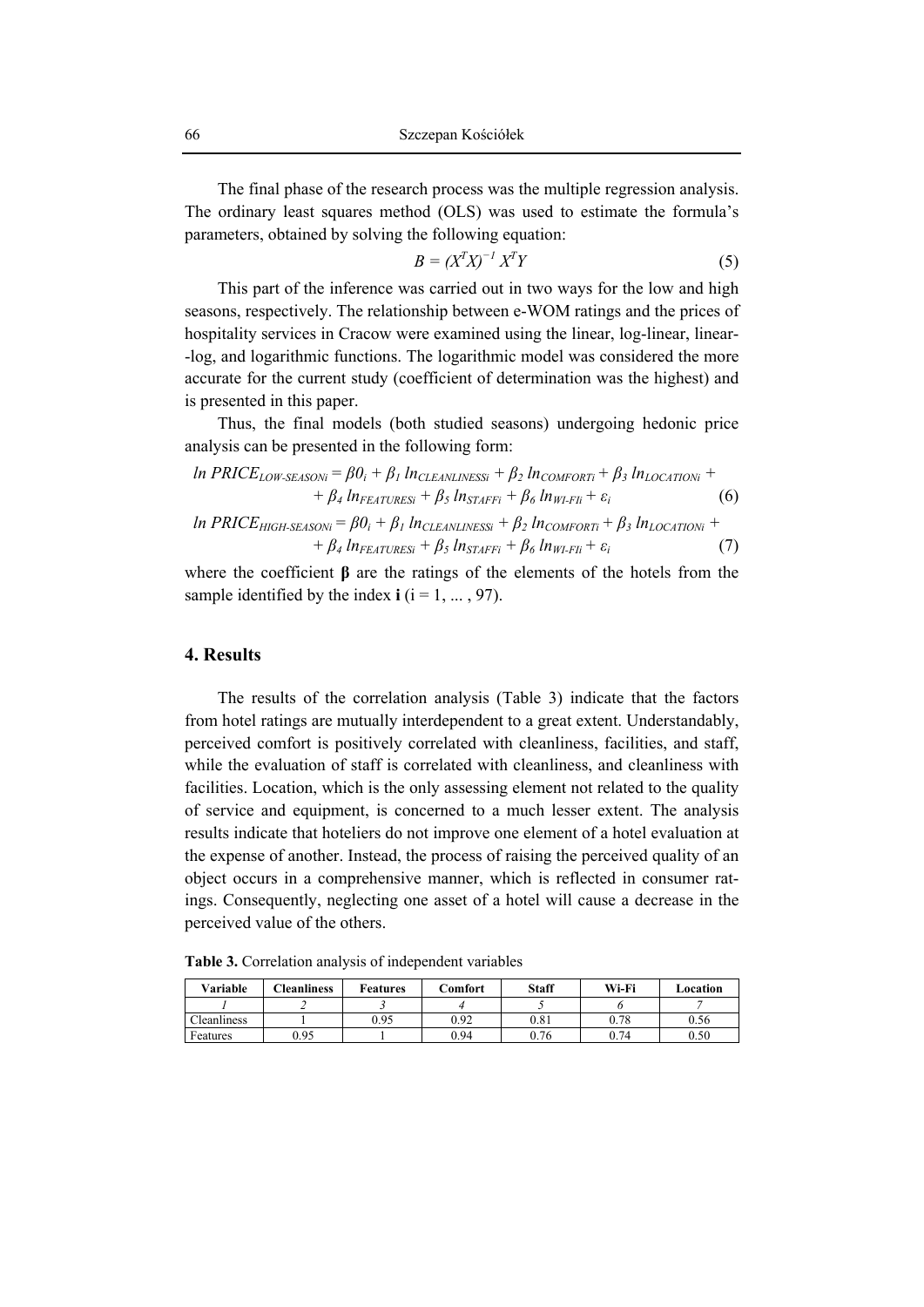The final phase of the research process was the multiple regression analysis. The ordinary least squares method (OLS) was used to estimate the formula's parameters, obtained by solving the following equation:

$$B = (X^T X)^{-1} X^T Y \tag{5}$$

This part of the inference was carried out in two ways for the low and high seasons, respectively. The relationship between e-WOM ratings and the prices of hospitality services in Cracow were examined using the linear, log-linear, linear--log, and logarithmic functions. The logarithmic model was considered the more accurate for the current study (coefficient of determination was the highest) and is presented in this paper.

Thus, the final models (both studied seasons) undergoing hedonic price analysis can be presented in the following form:

$$ln\ PRICE_{LOW\text{-}SEASONi} = \beta 0_i + \beta_1\, ln_{CLEANLINESSi} + \beta_2\, ln_{COMFORTi} + \beta_3\, ln_{LOCATIONi} + \beta_4\, ln_{FEATURESi} + \beta_5\, ln_{STAFFi} + \beta_6\, ln_{WI\text{-}FIi} + \varepsilon_i \tag{6}$$

$$ln\ PRICE_{HIGH\text{-}SEASONi} = \beta 0_i + \beta_1\, ln_{CLEANLINESSi} + \beta_2\, ln_{COMFORTi} + \beta_3\, ln_{LOCATIONi} + \beta_4\, ln_{FEATURESi} + \beta_5\, ln_{STAFFi} + \beta_6\, ln_{WI\text{-}FIi} + \varepsilon_i \tag{7}$$

where the coefficient **β** are the ratings of the elements of the hotels from the sample identified by the index **i** (i = 1, ... , 97).

## 4. Results

The results of the correlation analysis (Table 3) indicate that the factors from hotel ratings are mutually interdependent to a great extent. Understandably, perceived comfort is positively correlated with cleanliness, facilities, and staff, while the evaluation of staff is correlated with cleanliness, and cleanliness with facilities. Location, which is the only assessing element not related to the quality of service and equipment, is concerned to a much lesser extent. The analysis results indicate that hoteliers do not improve one element of a hotel evaluation at the expense of another. Instead, the process of raising the perceived quality of an object occurs in a comprehensive manner, which is reflected in consumer ratings. Consequently, neglecting one asset of a hotel will cause a decrease in the perceived value of the others.

**Table 3.** Correlation analysis of independent variables

| Variable | Cleanliness | Features | Comfort | Staff | Wi-Fi | Location |
|---|---|---|---|---|---|---|
| *1* | *2* | *3* | *4* | *5* | *6* | *7* |
| Cleanliness | 1 | 0.95 | 0.92 | 0.81 | 0.78 | 0.56 |
| Features | 0.95 | 1 | 0.94 | 0.76 | 0.74 | 0.50 |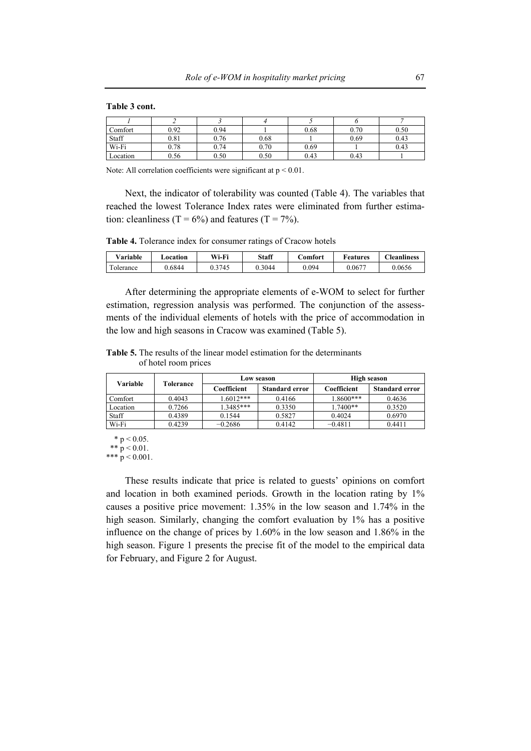**Table 3 cont.**

| *1* | *2* | *3* | *4* | *5* | *6* | *7* |
|---|---|---|---|---|---|---|
| Comfort | 0.92 | 0.94 | 1 | 0.68 | 0.70 | 0.50 |
| Staff | 0.81 | 0.76 | 0.68 | 1 | 0.69 | 0.43 |
| Wi-Fi | 0.78 | 0.74 | 0.70 | 0.69 | 1 | 0.43 |
| Location | 0.56 | 0.50 | 0.50 | 0.43 | 0.43 | 1 |

Note: All correlation coefficients were significant at $p < 0.01$.

Next, the indicator of tolerability was counted (Table 4). The variables that reached the lowest Tolerance Index rates were eliminated from further estimation: cleanliness (T = 6%) and features (T = 7%).

**Table 4.** Tolerance index for consumer ratings of Cracow hotels

| Variable | Location | Wi-Fi | Staff | Comfort | Features | Cleanliness |
|---|---|---|---|---|---|---|
| Tolerance | 0.6844 | 0.3745 | 0.3044 | 0.094 | 0.0677 | 0.0656 |

After determining the appropriate elements of e-WOM to select for further estimation, regression analysis was performed. The conjunction of the assessments of the individual elements of hotels with the price of accommodation in the low and high seasons in Cracow was examined (Table 5).

**Table 5.** The results of the linear model estimation for the determinants of hotel room prices

| Variable | Tolerance | Low season | | High season | |
|---|---|---|---|---|---|
| | | Coefficient | Standard error | Coefficient | Standard error |
| Comfort | 0.4043 | 1.6012*** | 0.4166 | 1.8600*** | 0.4636 |
| Location | 0.7266 | 1.3485*** | 0.3350 | 1.7400** | 0.3520 |
| Staff | 0.4389 | 0.1544 | 0.5827 | 0.4024 | 0.6970 |
| Wi-Fi | 0.4239 | −0.2686 | 0.4142 | −0.4811 | 0.4411 |

\* $p < 0.05$.
\** $p < 0.01$.
\*** $p < 0.001$.

These results indicate that price is related to guests' opinions on comfort and location in both examined periods. Growth in the location rating by 1% causes a positive price movement: 1.35% in the low season and 1.74% in the high season. Similarly, changing the comfort evaluation by 1% has a positive influence on the change of prices by 1.60% in the low season and 1.86% in the high season. Figure 1 presents the precise fit of the model to the empirical data for February, and Figure 2 for August.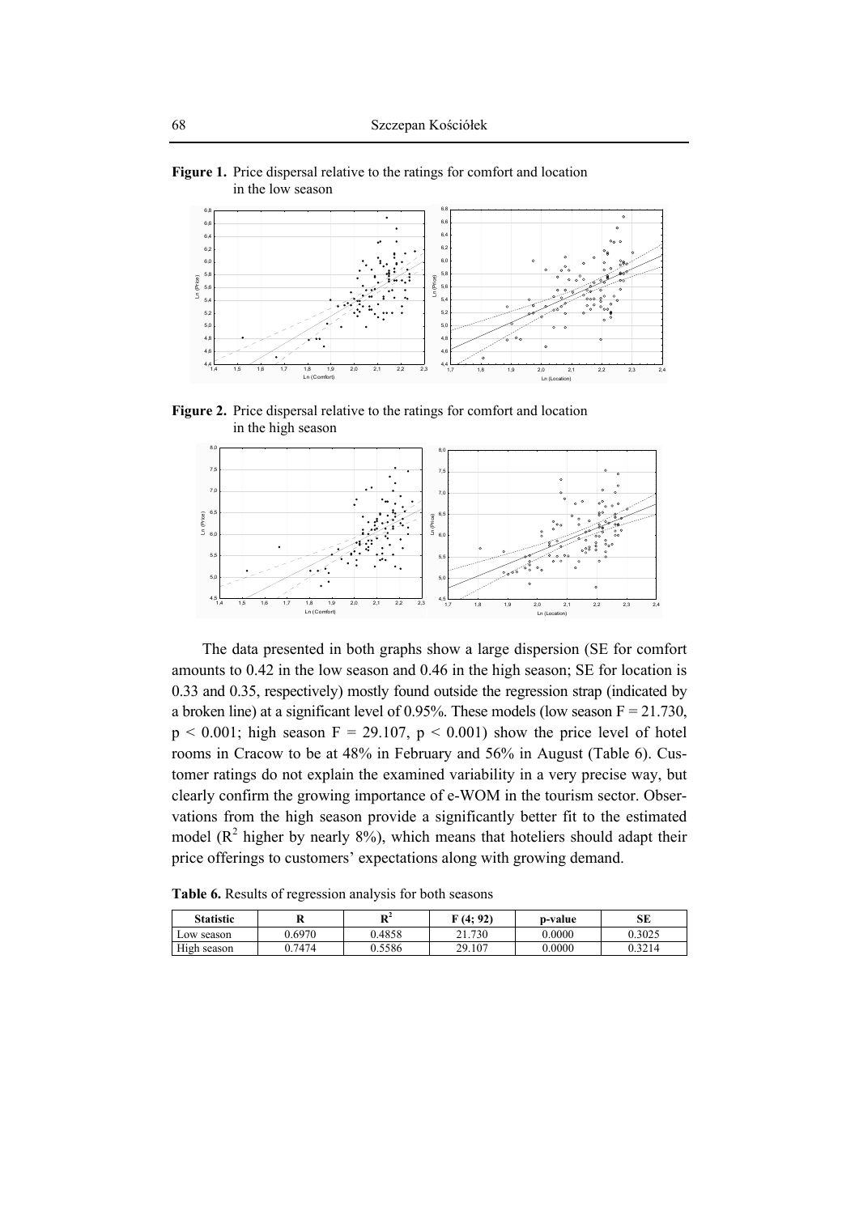**Figure 1.** Price dispersal relative to the ratings for comfort and location in the low season

**Figure 2.** Price dispersal relative to the ratings for comfort and location in the high season

The data presented in both graphs show a large dispersion (SE for comfort amounts to 0.42 in the low season and 0.46 in the high season; SE for location is 0.33 and 0.35, respectively) mostly found outside the regression strap (indicated by a broken line) at a significant level of 0.95%. These models (low season $F = 21.730$, $p < 0.001$; high season $F = 29.107$, $p < 0.001$) show the price level of hotel rooms in Cracow to be at 48% in February and 56% in August (Table 6). Customer ratings do not explain the examined variability in a very precise way, but clearly confirm the growing importance of e-WOM in the tourism sector. Observations from the high season provide a significantly better fit to the estimated model ($R^2$ higher by nearly 8%), which means that hoteliers should adapt their price offerings to customers' expectations along with growing demand.

**Table 6.** Results of regression analysis for both seasons

| Statistic | R | $R^2$ | F (4; 92) | p-value | SE |
|---|---|---|---|---|---|
| Low season | 0.6970 | 0.4858 | 21.730 | 0.0000 | 0.3025 |
| High season | 0.7474 | 0.5586 | 29.107 | 0.0000 | 0.3214 |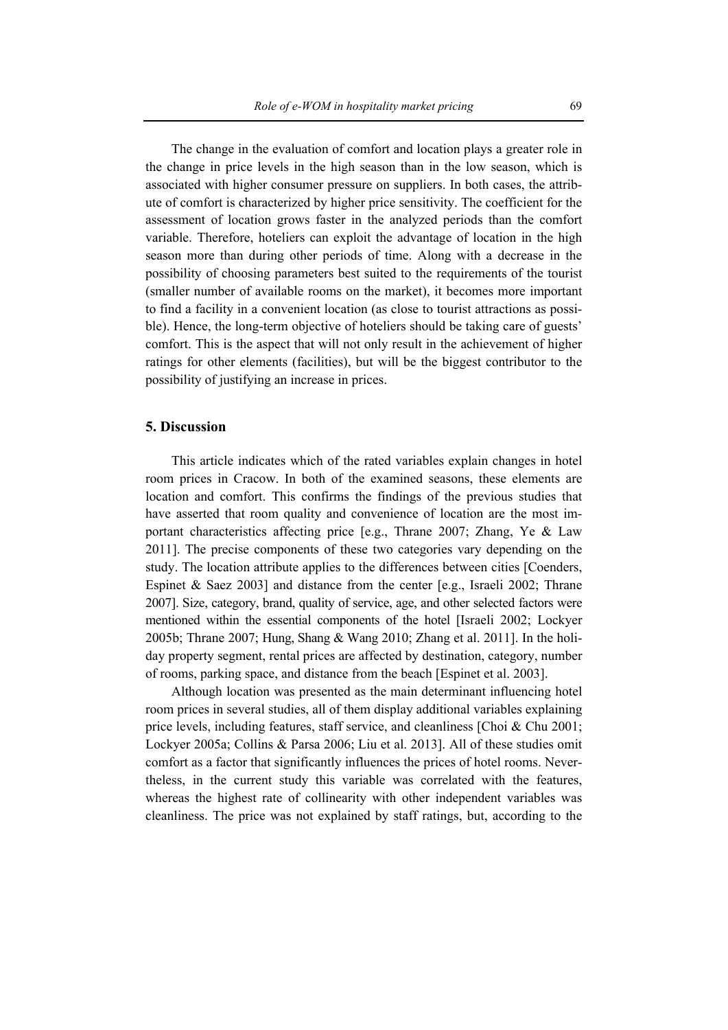The change in the evaluation of comfort and location plays a greater role in the change in price levels in the high season than in the low season, which is associated with higher consumer pressure on suppliers. In both cases, the attribute of comfort is characterized by higher price sensitivity. The coefficient for the assessment of location grows faster in the analyzed periods than the comfort variable. Therefore, hoteliers can exploit the advantage of location in the high season more than during other periods of time. Along with a decrease in the possibility of choosing parameters best suited to the requirements of the tourist (smaller number of available rooms on the market), it becomes more important to find a facility in a convenient location (as close to tourist attractions as possible). Hence, the long-term objective of hoteliers should be taking care of guests' comfort. This is the aspect that will not only result in the achievement of higher ratings for other elements (facilities), but will be the biggest contributor to the possibility of justifying an increase in prices.

## 5. Discussion

This article indicates which of the rated variables explain changes in hotel room prices in Cracow. In both of the examined seasons, these elements are location and comfort. This confirms the findings of the previous studies that have asserted that room quality and convenience of location are the most important characteristics affecting price [e.g., Thrane 2007; Zhang, Ye & Law 2011]. The precise components of these two categories vary depending on the study. The location attribute applies to the differences between cities [Coenders, Espinet & Saez 2003] and distance from the center [e.g., Israeli 2002; Thrane 2007]. Size, category, brand, quality of service, age, and other selected factors were mentioned within the essential components of the hotel [Israeli 2002; Lockyer 2005b; Thrane 2007; Hung, Shang & Wang 2010; Zhang et al. 2011]. In the holiday property segment, rental prices are affected by destination, category, number of rooms, parking space, and distance from the beach [Espinet et al. 2003].

Although location was presented as the main determinant influencing hotel room prices in several studies, all of them display additional variables explaining price levels, including features, staff service, and cleanliness [Choi & Chu 2001; Lockyer 2005a; Collins & Parsa 2006; Liu et al. 2013]. All of these studies omit comfort as a factor that significantly influences the prices of hotel rooms. Nevertheless, in the current study this variable was correlated with the features, whereas the highest rate of collinearity with other independent variables was cleanliness. The price was not explained by staff ratings, but, according to the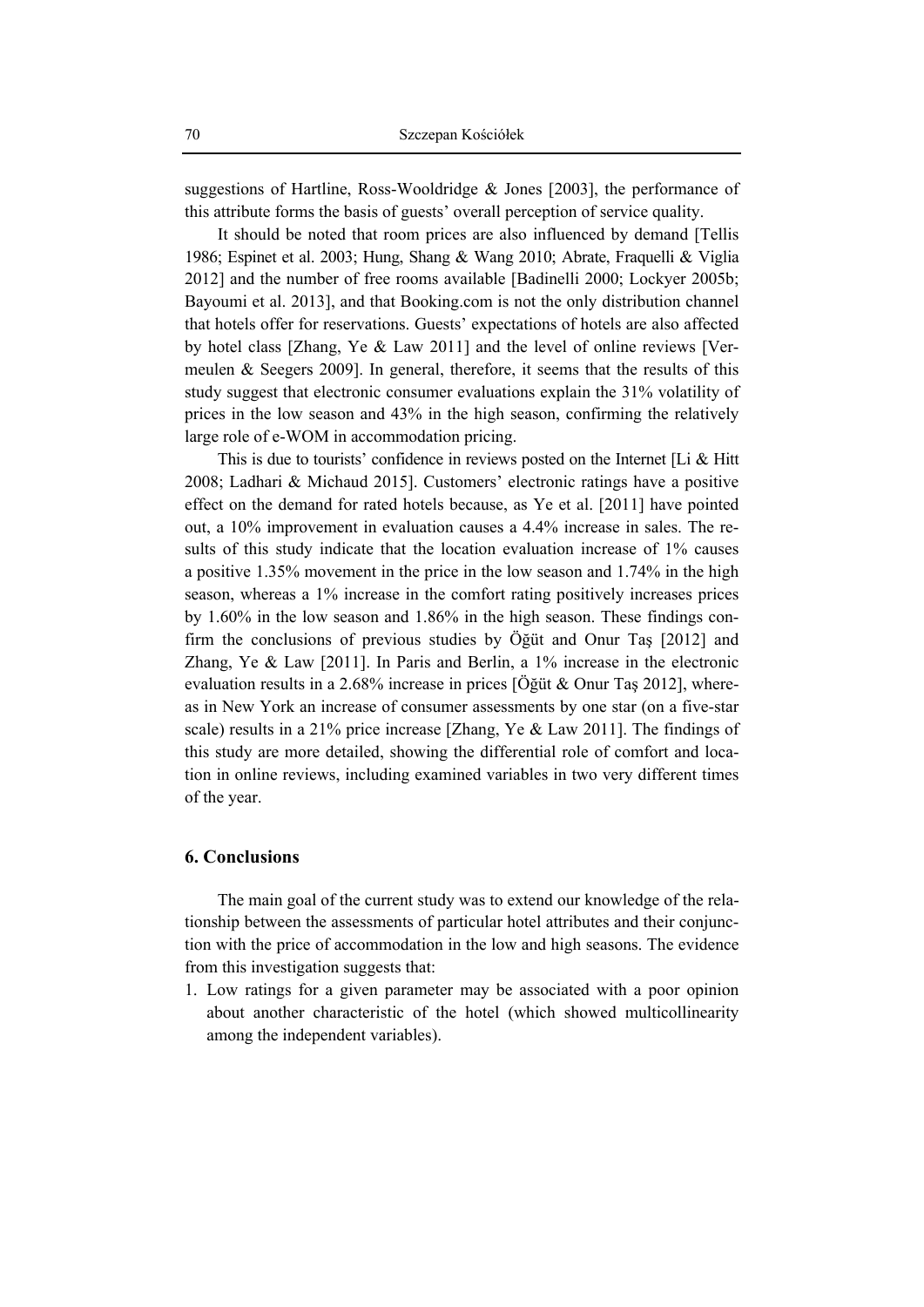suggestions of Hartline, Ross-Wooldridge & Jones [2003], the performance of this attribute forms the basis of guests' overall perception of service quality.

It should be noted that room prices are also influenced by demand [Tellis 1986; Espinet et al. 2003; Hung, Shang & Wang 2010; Abrate, Fraquelli & Viglia 2012] and the number of free rooms available [Badinelli 2000; Lockyer 2005b; Bayoumi et al. 2013], and that Booking.com is not the only distribution channel that hotels offer for reservations. Guests' expectations of hotels are also affected by hotel class [Zhang, Ye & Law 2011] and the level of online reviews [Vermeulen & Seegers 2009]. In general, therefore, it seems that the results of this study suggest that electronic consumer evaluations explain the 31% volatility of prices in the low season and 43% in the high season, confirming the relatively large role of e-WOM in accommodation pricing.

This is due to tourists' confidence in reviews posted on the Internet [Li & Hitt 2008; Ladhari & Michaud 2015]. Customers' electronic ratings have a positive effect on the demand for rated hotels because, as Ye et al. [2011] have pointed out, a 10% improvement in evaluation causes a 4.4% increase in sales. The results of this study indicate that the location evaluation increase of 1% causes a positive 1.35% movement in the price in the low season and 1.74% in the high season, whereas a 1% increase in the comfort rating positively increases prices by 1.60% in the low season and 1.86% in the high season. These findings confirm the conclusions of previous studies by Öğüt and Onur Taş [2012] and Zhang, Ye & Law [2011]. In Paris and Berlin, a 1% increase in the electronic evaluation results in a 2.68% increase in prices [Öğüt & Onur Taş 2012], whereas in New York an increase of consumer assessments by one star (on a five-star scale) results in a 21% price increase [Zhang, Ye & Law 2011]. The findings of this study are more detailed, showing the differential role of comfort and location in online reviews, including examined variables in two very different times of the year.

## 6. Conclusions

The main goal of the current study was to extend our knowledge of the relationship between the assessments of particular hotel attributes and their conjunction with the price of accommodation in the low and high seasons. The evidence from this investigation suggests that:

1. Low ratings for a given parameter may be associated with a poor opinion about another characteristic of the hotel (which showed multicollinearity among the independent variables).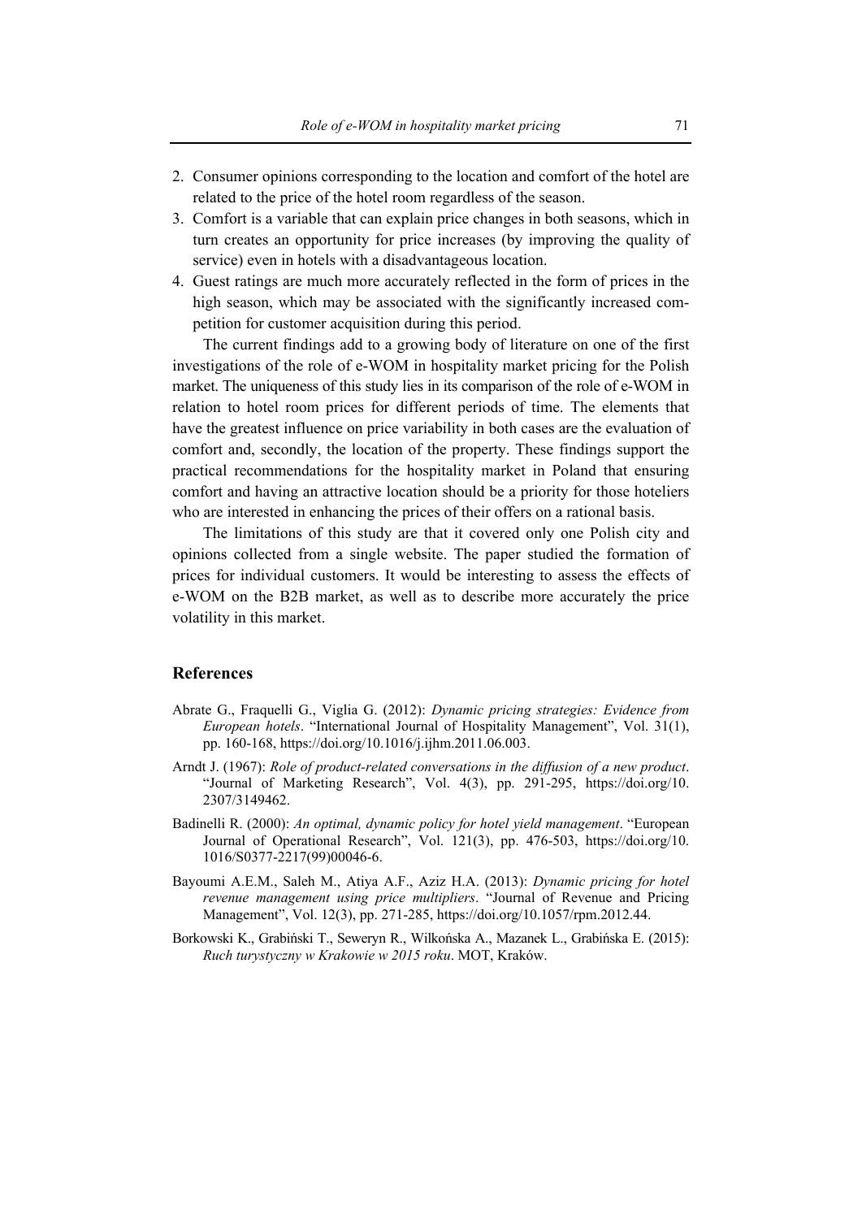2. Consumer opinions corresponding to the location and comfort of the hotel are related to the price of the hotel room regardless of the season.
3. Comfort is a variable that can explain price changes in both seasons, which in turn creates an opportunity for price increases (by improving the quality of service) even in hotels with a disadvantageous location.
4. Guest ratings are much more accurately reflected in the form of prices in the high season, which may be associated with the significantly increased competition for customer acquisition during this period.

The current findings add to a growing body of literature on one of the first investigations of the role of e-WOM in hospitality market pricing for the Polish market. The uniqueness of this study lies in its comparison of the role of e-WOM in relation to hotel room prices for different periods of time. The elements that have the greatest influence on price variability in both cases are the evaluation of comfort and, secondly, the location of the property. These findings support the practical recommendations for the hospitality market in Poland that ensuring comfort and having an attractive location should be a priority for those hoteliers who are interested in enhancing the prices of their offers on a rational basis.

The limitations of this study are that it covered only one Polish city and opinions collected from a single website. The paper studied the formation of prices for individual customers. It would be interesting to assess the effects of e-WOM on the B2B market, as well as to describe more accurately the price volatility in this market.

## References

Abrate G., Fraquelli G., Viglia G. (2012): *Dynamic pricing strategies: Evidence from European hotels*. "International Journal of Hospitality Management", Vol. 31(1), pp. 160-168, https://doi.org/10.1016/j.ijhm.2011.06.003.

Arndt J. (1967): *Role of product-related conversations in the diffusion of a new product*. "Journal of Marketing Research", Vol. 4(3), pp. 291-295, https://doi.org/10.2307/3149462.

Badinelli R. (2000): *An optimal, dynamic policy for hotel yield management*. "European Journal of Operational Research", Vol. 121(3), pp. 476-503, https://doi.org/10.1016/S0377-2217(99)00046-6.

Bayoumi A.E.M., Saleh M., Atiya A.F., Aziz H.A. (2013): *Dynamic pricing for hotel revenue management using price multipliers*. "Journal of Revenue and Pricing Management", Vol. 12(3), pp. 271-285, https://doi.org/10.1057/rpm.2012.44.

Borkowski K., Grabiński T., Seweryn R., Wilkońska A., Mazanek L., Grabińska E. (2015): *Ruch turystyczny w Krakowie w 2015 roku*. MOT, Kraków.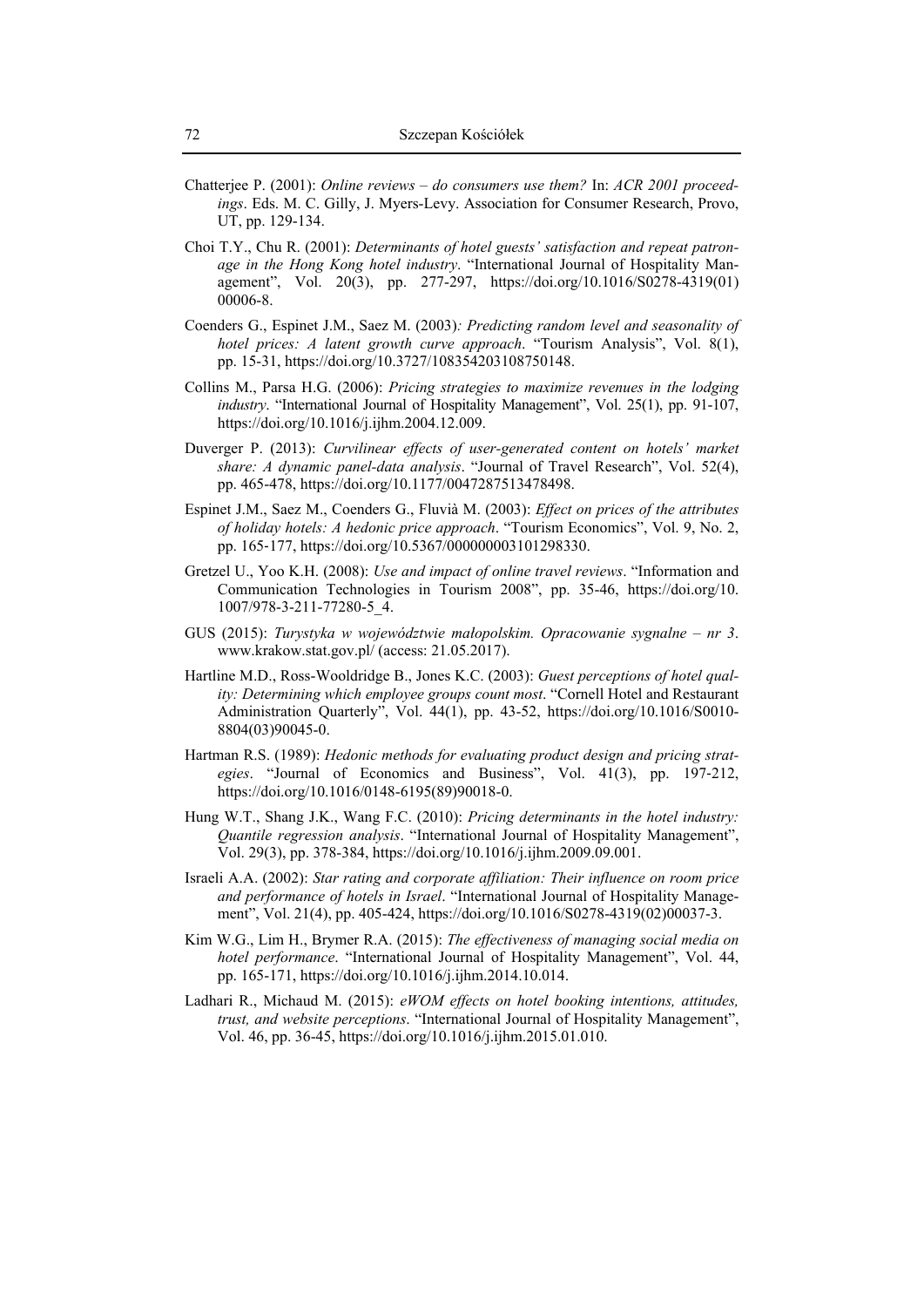Chatterjee P. (2001): *Online reviews – do consumers use them?* In: *ACR 2001 proceedings*. Eds. M. C. Gilly, J. Myers-Levy. Association for Consumer Research, Provo, UT, pp. 129-134.

Choi T.Y., Chu R. (2001): *Determinants of hotel guests' satisfaction and repeat patronage in the Hong Kong hotel industry*. "International Journal of Hospitality Management", Vol. 20(3), pp. 277-297, https://doi.org/10.1016/S0278-4319(01)00006-8.

Coenders G., Espinet J.M., Saez M. (2003)*: Predicting random level and seasonality of hotel prices: A latent growth curve approach*. "Tourism Analysis", Vol. 8(1), pp. 15-31, https://doi.org/10.3727/108354203108750148.

Collins M., Parsa H.G. (2006): *Pricing strategies to maximize revenues in the lodging industry*. "International Journal of Hospitality Management", Vol. 25(1), pp. 91-107, https://doi.org/10.1016/j.ijhm.2004.12.009.

Duverger P. (2013): *Curvilinear effects of user-generated content on hotels' market share: A dynamic panel-data analysis*. "Journal of Travel Research", Vol. 52(4), pp. 465-478, https://doi.org/10.1177/0047287513478498.

Espinet J.M., Saez M., Coenders G., Fluvià M. (2003): *Effect on prices of the attributes of holiday hotels: A hedonic price approach*. "Tourism Economics", Vol. 9, No. 2, pp. 165-177, https://doi.org/10.5367/000000003101298330.

Gretzel U., Yoo K.H. (2008): *Use and impact of online travel reviews*. "Information and Communication Technologies in Tourism 2008", pp. 35-46, https://doi.org/10.1007/978-3-211-77280-5_4.

GUS (2015): *Turystyka w województwie małopolskim. Opracowanie sygnalne – nr 3*. www.krakow.stat.gov.pl/ (access: 21.05.2017).

Hartline M.D., Ross-Wooldridge B., Jones K.C. (2003): *Guest perceptions of hotel quality: Determining which employee groups count most*. "Cornell Hotel and Restaurant Administration Quarterly", Vol. 44(1), pp. 43-52, https://doi.org/10.1016/S0010-8804(03)90045-0.

Hartman R.S. (1989): *Hedonic methods for evaluating product design and pricing strategies*. "Journal of Economics and Business", Vol. 41(3), pp. 197-212, https://doi.org/10.1016/0148-6195(89)90018-0.

Hung W.T., Shang J.K., Wang F.C. (2010): *Pricing determinants in the hotel industry: Quantile regression analysis*. "International Journal of Hospitality Management", Vol. 29(3), pp. 378-384, https://doi.org/10.1016/j.ijhm.2009.09.001.

Israeli A.A. (2002): *Star rating and corporate affiliation: Their influence on room price and performance of hotels in Israel*. "International Journal of Hospitality Management", Vol. 21(4), pp. 405-424, https://doi.org/10.1016/S0278-4319(02)00037-3.

Kim W.G., Lim H., Brymer R.A. (2015): *The effectiveness of managing social media on hotel performance*. "International Journal of Hospitality Management", Vol. 44, pp. 165-171, https://doi.org/10.1016/j.ijhm.2014.10.014.

Ladhari R., Michaud M. (2015): *eWOM effects on hotel booking intentions, attitudes, trust, and website perceptions*. "International Journal of Hospitality Management", Vol. 46, pp. 36-45, https://doi.org/10.1016/j.ijhm.2015.01.010.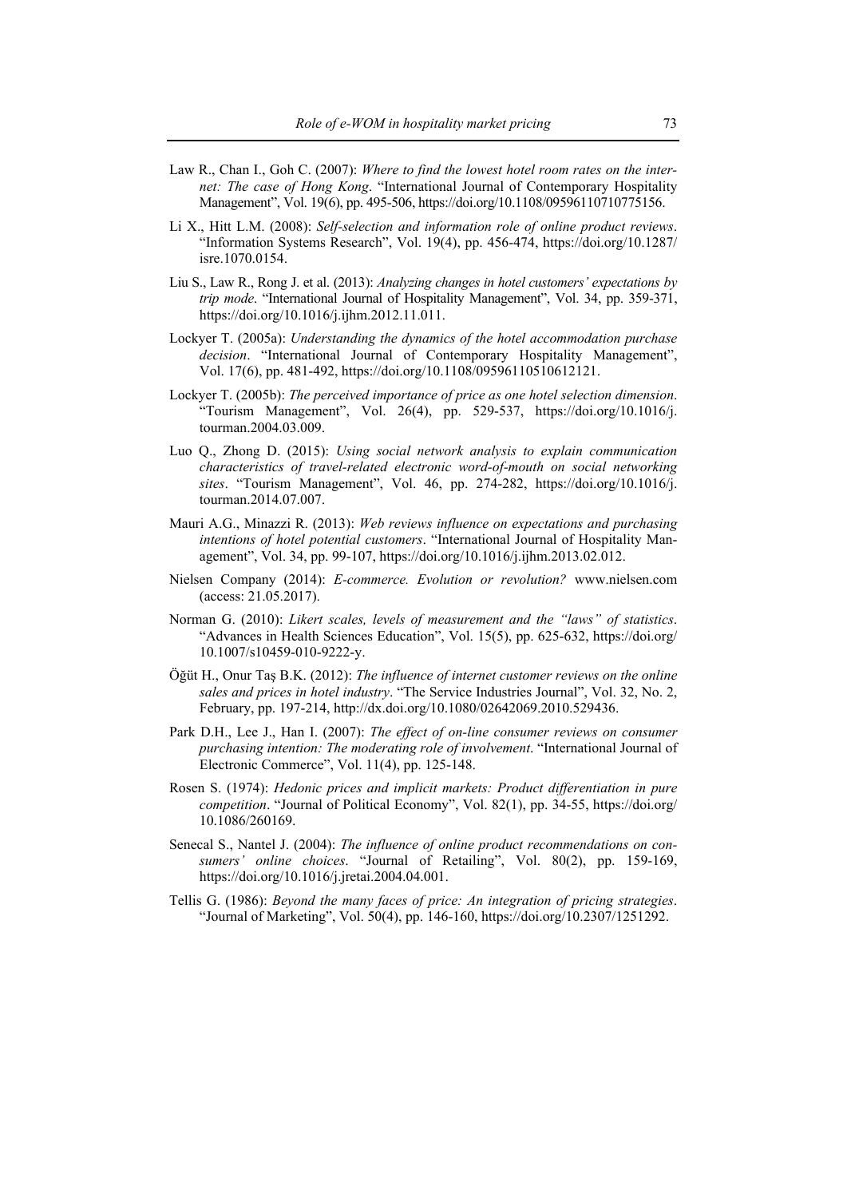Law R., Chan I., Goh C. (2007): *Where to find the lowest hotel room rates on the internet: The case of Hong Kong*. "International Journal of Contemporary Hospitality Management", Vol. 19(6), pp. 495-506, https://doi.org/10.1108/09596110710775156.

Li X., Hitt L.M. (2008): *Self-selection and information role of online product reviews*. "Information Systems Research", Vol. 19(4), pp. 456-474, https://doi.org/10.1287/isre.1070.0154.

Liu S., Law R., Rong J. et al. (2013): *Analyzing changes in hotel customers' expectations by trip mode*. "International Journal of Hospitality Management", Vol. 34, pp. 359-371, https://doi.org/10.1016/j.ijhm.2012.11.011.

Lockyer T. (2005a): *Understanding the dynamics of the hotel accommodation purchase decision*. "International Journal of Contemporary Hospitality Management", Vol. 17(6), pp. 481-492, https://doi.org/10.1108/09596110510612121.

Lockyer T. (2005b): *The perceived importance of price as one hotel selection dimension*. "Tourism Management", Vol. 26(4), pp. 529-537, https://doi.org/10.1016/j.tourman.2004.03.009.

Luo Q., Zhong D. (2015): *Using social network analysis to explain communication characteristics of travel-related electronic word-of-mouth on social networking sites*. "Tourism Management", Vol. 46, pp. 274-282, https://doi.org/10.1016/j.tourman.2014.07.007.

Mauri A.G., Minazzi R. (2013): *Web reviews influence on expectations and purchasing intentions of hotel potential customers*. "International Journal of Hospitality Management", Vol. 34, pp. 99-107, https://doi.org/10.1016/j.ijhm.2013.02.012.

Nielsen Company (2014): *E-commerce. Evolution or revolution?* www.nielsen.com (access: 21.05.2017).

Norman G. (2010): *Likert scales, levels of measurement and the "laws" of statistics*. "Advances in Health Sciences Education", Vol. 15(5), pp. 625-632, https://doi.org/10.1007/s10459-010-9222-y.

Öğüt H., Onur Taş B.K. (2012): *The influence of internet customer reviews on the online sales and prices in hotel industry*. "The Service Industries Journal", Vol. 32, No. 2, February, pp. 197-214, http://dx.doi.org/10.1080/02642069.2010.529436.

Park D.H., Lee J., Han I. (2007): *The effect of on-line consumer reviews on consumer purchasing intention: The moderating role of involvement*. "International Journal of Electronic Commerce", Vol. 11(4), pp. 125-148.

Rosen S. (1974): *Hedonic prices and implicit markets: Product differentiation in pure competition*. "Journal of Political Economy", Vol. 82(1), pp. 34-55, https://doi.org/10.1086/260169.

Senecal S., Nantel J. (2004): *The influence of online product recommendations on consumers' online choices*. "Journal of Retailing", Vol. 80(2), pp. 159-169, https://doi.org/10.1016/j.jretai.2004.04.001.

Tellis G. (1986): *Beyond the many faces of price: An integration of pricing strategies*. "Journal of Marketing", Vol. 50(4), pp. 146-160, https://doi.org/10.2307/1251292.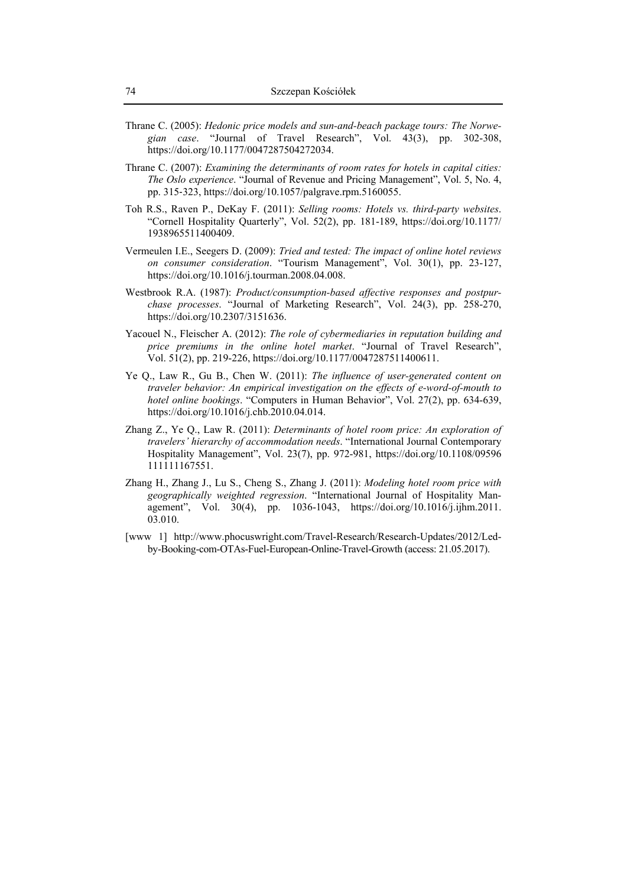Thrane C. (2005): *Hedonic price models and sun-and-beach package tours: The Norwegian case*. "Journal of Travel Research", Vol. 43(3), pp. 302-308, https://doi.org/10.1177/0047287504272034.

Thrane C. (2007): *Examining the determinants of room rates for hotels in capital cities: The Oslo experience*. "Journal of Revenue and Pricing Management", Vol. 5, No. 4, pp. 315-323, https://doi.org/10.1057/palgrave.rpm.5160055.

Toh R.S., Raven P., DeKay F. (2011): *Selling rooms: Hotels vs. third-party websites*. "Cornell Hospitality Quarterly", Vol. 52(2), pp. 181-189, https://doi.org/10.1177/1938965511400409.

Vermeulen I.E., Seegers D. (2009): *Tried and tested: The impact of online hotel reviews on consumer consideration*. "Tourism Management", Vol. 30(1), pp. 23-127, https://doi.org/10.1016/j.tourman.2008.04.008.

Westbrook R.A. (1987): *Product/consumption-based affective responses and postpurchase processes*. "Journal of Marketing Research", Vol. 24(3), pp. 258-270, https://doi.org/10.2307/3151636.

Yacouel N., Fleischer A. (2012): *The role of cybermediaries in reputation building and price premiums in the online hotel market*. "Journal of Travel Research", Vol. 51(2), pp. 219-226, https://doi.org/10.1177/0047287511400611.

Ye Q., Law R., Gu B., Chen W. (2011): *The influence of user-generated content on traveler behavior: An empirical investigation on the effects of e-word-of-mouth to hotel online bookings*. "Computers in Human Behavior", Vol. 27(2), pp. 634-639, https://doi.org/10.1016/j.chb.2010.04.014.

Zhang Z., Ye Q., Law R. (2011): *Determinants of hotel room price: An exploration of travelers' hierarchy of accommodation needs*. "International Journal Contemporary Hospitality Management", Vol. 23(7), pp. 972-981, https://doi.org/10.1108/09596111111167551.

Zhang H., Zhang J., Lu S., Cheng S., Zhang J. (2011): *Modeling hotel room price with geographically weighted regression*. "International Journal of Hospitality Management", Vol. 30(4), pp. 1036-1043, https://doi.org/10.1016/j.ijhm.2011.03.010.

[www 1] http://www.phocuswright.com/Travel-Research/Research-Updates/2012/Led-by-Booking-com-OTAs-Fuel-European-Online-Travel-Growth (access: 21.05.2017).